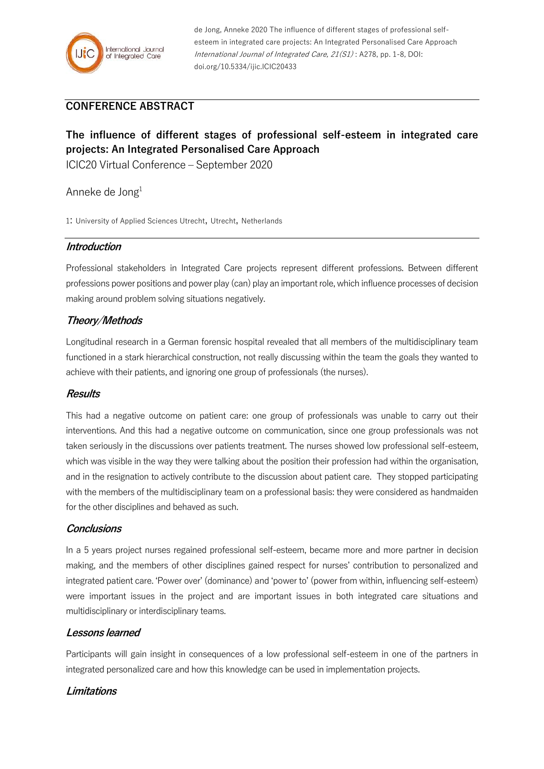de Jong, Anneke 2020 The influence of different stages of professional self-esteem in integrated care projects: An Integrated Personalised Care Approach *International Journal of Integrated Care, 21(S1)* : A278, pp. 1-8, DOI: doi.org/10.5334/ijic.ICIC20433

## CONFERENCE ABSTRACT

# The influence of different stages of professional self-esteem in integrated care projects: An Integrated Personalised Care Approach

ICIC20 Virtual Conference – September 2020

Anneke de Jong[1]

1: University of Applied Sciences Utrecht, Utrecht, Netherlands

## *Introduction*

Professional stakeholders in Integrated Care projects represent different professions. Between different professions power positions and power play (can) play an important role, which influence processes of decision making around problem solving situations negatively.

## *Theory/Methods*

Longitudinal research in a German forensic hospital revealed that all members of the multidisciplinary team functioned in a stark hierarchical construction, not really discussing within the team the goals they wanted to achieve with their patients, and ignoring one group of professionals (the nurses).

## *Results*

This had a negative outcome on patient care: one group of professionals was unable to carry out their interventions. And this had a negative outcome on communication, since one group professionals was not taken seriously in the discussions over patients treatment. The nurses showed low professional self-esteem, which was visible in the way they were talking about the position their profession had within the organisation, and in the resignation to actively contribute to the discussion about patient care. They stopped participating with the members of the multidisciplinary team on a professional basis: they were considered as handmaiden for the other disciplines and behaved as such.

## *Conclusions*

In a 5 years project nurses regained professional self-esteem, became more and more partner in decision making, and the members of other disciplines gained respect for nurses' contribution to personalized and integrated patient care. 'Power over' (dominance) and 'power to' (power from within, influencing self-esteem) were important issues in the project and are important issues in both integrated care situations and multidisciplinary or interdisciplinary teams.

## *Lessons learned*

Participants will gain insight in consequences of a low professional self-esteem in one of the partners in integrated personalized care and how this knowledge can be used in implementation projects.

## *Limitations*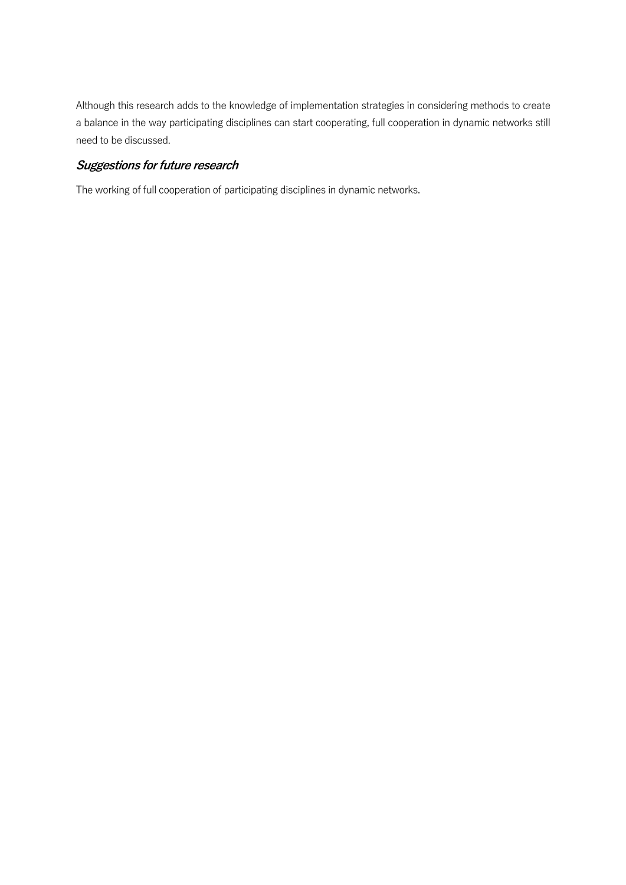Although this research adds to the knowledge of implementation strategies in considering methods to create a balance in the way participating disciplines can start cooperating, full cooperation in dynamic networks still need to be discussed.

## *Suggestions for future research*

The working of full cooperation of participating disciplines in dynamic networks.